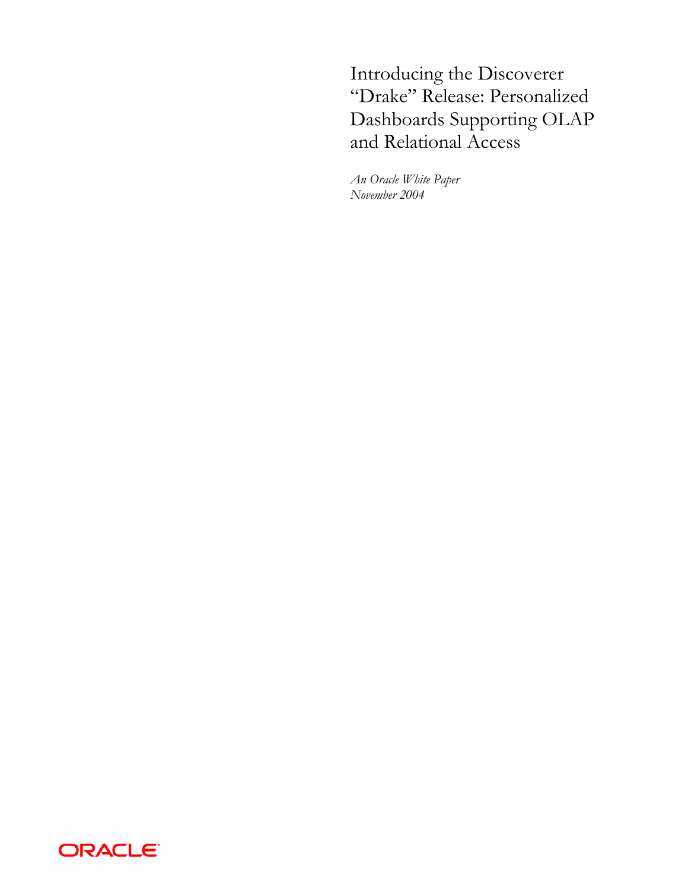# Introducing the Discoverer "Drake" Release: Personalized Dashboards Supporting OLAP and Relational Access

*An Oracle White Paper*
*November 2004*

ORACLE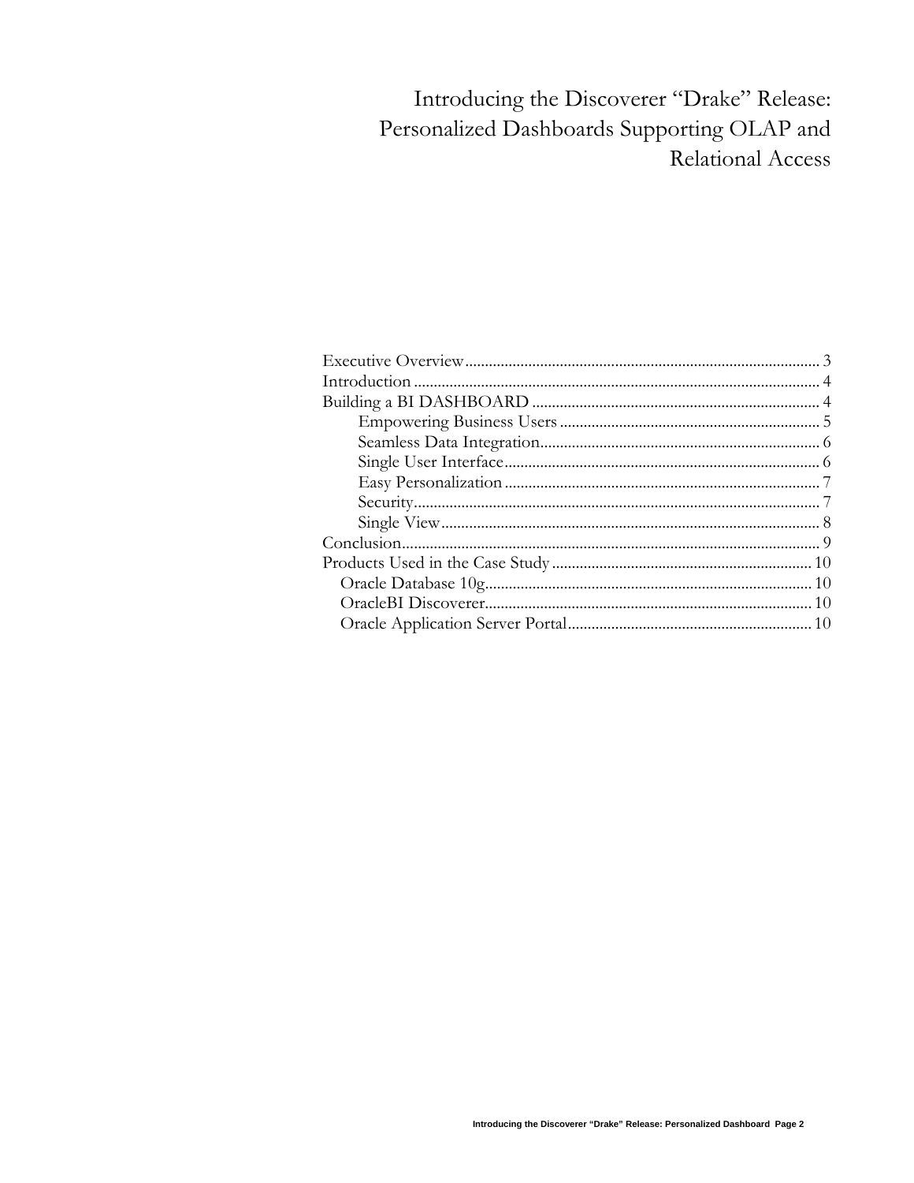# Introducing the Discoverer "Drake" Release: Personalized Dashboards Supporting OLAP and Relational Access

Executive Overview ........................................................................................ 3
Introduction ...................................................................................................... 4
Building a BI DASHBOARD ......................................................................... 4
- Empowering Business Users ................................................................. 5
- Seamless Data Integration...................................................................... 6
- Single User Interface............................................................................... 6
- Easy Personalization ............................................................................... 7
- Security...................................................................................................... 7
- Single View ............................................................................................... 8

Conclusion......................................................................................................... 9
Products Used in the Case Study ................................................................. 10
- Oracle Database 10g.................................................................................. 10
- OracleBI Discoverer.................................................................................. 10
- Oracle Application Server Portal............................................................. 10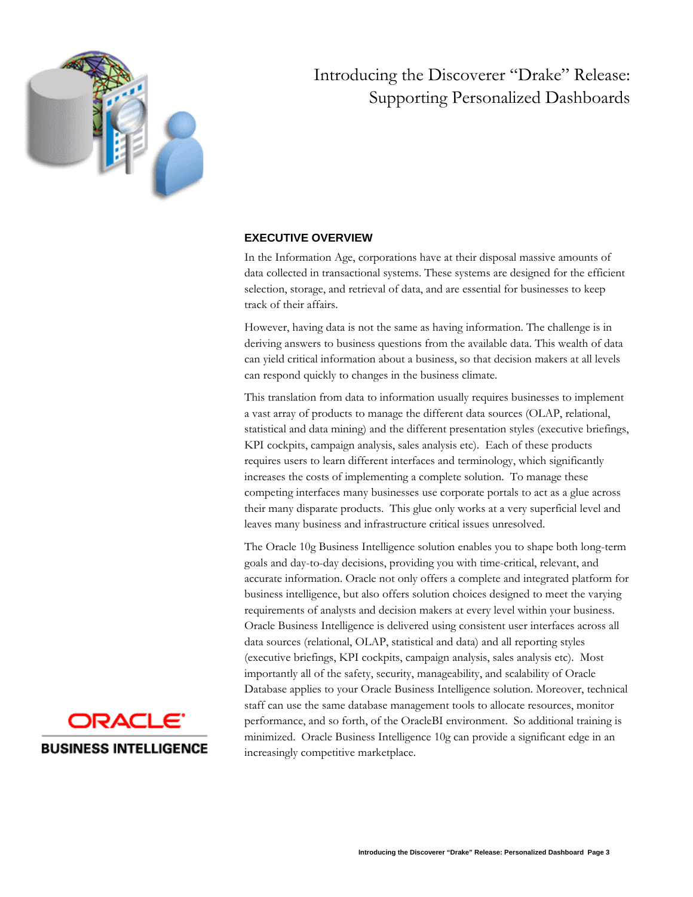# Introducing the Discoverer "Drake" Release: Supporting Personalized Dashboards

## EXECUTIVE OVERVIEW

In the Information Age, corporations have at their disposal massive amounts of data collected in transactional systems. These systems are designed for the efficient selection, storage, and retrieval of data, and are essential for businesses to keep track of their affairs.

However, having data is not the same as having information. The challenge is in deriving answers to business questions from the available data. This wealth of data can yield critical information about a business, so that decision makers at all levels can respond quickly to changes in the business climate.

This translation from data to information usually requires businesses to implement a vast array of products to manage the different data sources (OLAP, relational, statistical and data mining) and the different presentation styles (executive briefings, KPI cockpits, campaign analysis, sales analysis etc). Each of these products requires users to learn different interfaces and terminology, which significantly increases the costs of implementing a complete solution. To manage these competing interfaces many businesses use corporate portals to act as a glue across their many disparate products. This glue only works at a very superficial level and leaves many business and infrastructure critical issues unresolved.

The Oracle 10g Business Intelligence solution enables you to shape both long-term goals and day-to-day decisions, providing you with time-critical, relevant, and accurate information. Oracle not only offers a complete and integrated platform for business intelligence, but also offers solution choices designed to meet the varying requirements of analysts and decision makers at every level within your business. Oracle Business Intelligence is delivered using consistent user interfaces across all data sources (relational, OLAP, statistical and data) and all reporting styles (executive briefings, KPI cockpits, campaign analysis, sales analysis etc). Most importantly all of the safety, security, manageability, and scalability of Oracle Database applies to your Oracle Business Intelligence solution. Moreover, technical staff can use the same database management tools to allocate resources, monitor performance, and so forth, of the OracleBI environment. So additional training is minimized. Oracle Business Intelligence 10g can provide a significant edge in an increasingly competitive marketplace.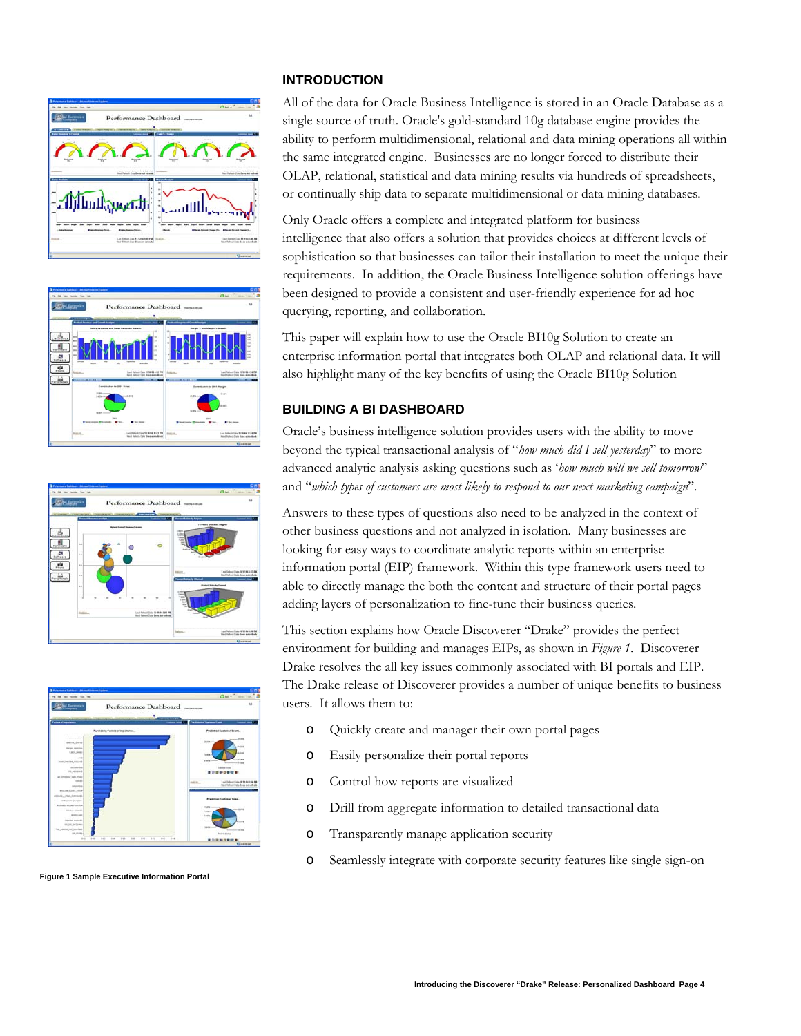## INTRODUCTION

All of the data for Oracle Business Intelligence is stored in an Oracle Database as a single source of truth. Oracle's gold-standard 10g database engine provides the ability to perform multidimensional, relational and data mining operations all within the same integrated engine. Businesses are no longer forced to distribute their OLAP, relational, statistical and data mining results via hundreds of spreadsheets, or continually ship data to separate multidimensional or data mining databases.

Only Oracle offers a complete and integrated platform for business intelligence that also offers a solution that provides choices at different levels of sophistication so that businesses can tailor their installation to meet the unique their requirements. In addition, the Oracle Business Intelligence solution offerings have been designed to provide a consistent and user-friendly experience for ad hoc querying, reporting, and collaboration.

This paper will explain how to use the Oracle BI10g Solution to create an enterprise information portal that integrates both OLAP and relational data. It will also highlight many of the key benefits of using the Oracle BI10g Solution

## BUILDING A BI DASHBOARD

Oracle's business intelligence solution provides users with the ability to move beyond the typical transactional analysis of "*how much did I sell yesterday*" to more advanced analytic analysis asking questions such as '*how much will we sell tomorrow*" and "*which types of customers are most likely to respond to our next marketing campaign*".

Answers to these types of questions also need to be analyzed in the context of other business questions and not analyzed in isolation. Many businesses are looking for easy ways to coordinate analytic reports within an enterprise information portal (EIP) framework. Within this type framework users need to able to directly manage the both the content and structure of their portal pages adding layers of personalization to fine-tune their business queries.

This section explains how Oracle Discoverer "Drake" provides the perfect environment for building and manages EIPs, as shown in *Figure 1*. Discoverer Drake resolves the all key issues commonly associated with BI portals and EIP. The Drake release of Discoverer provides a number of unique benefits to business users. It allows them to:

- Quickly create and manager their own portal pages
- Easily personalize their portal reports
- Control how reports are visualized
- Drill from aggregate information to detailed transactional data
- Transparently manage application security
- Seamlessly integrate with corporate security features like single sign-on

**Figure 1 Sample Executive Information Portal**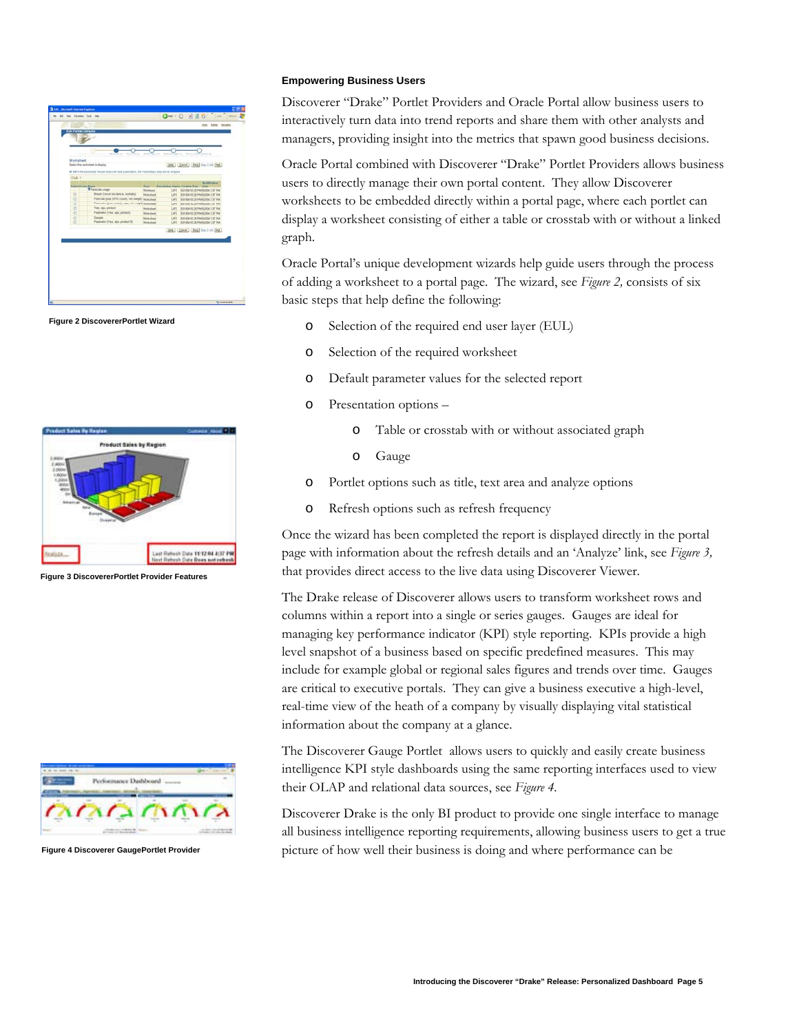### Empowering Business Users

Discoverer "Drake" Portlet Providers and Oracle Portal allow business users to interactively turn data into trend reports and share them with other analysts and managers, providing insight into the metrics that spawn good business decisions.

Oracle Portal combined with Discoverer "Drake" Portlet Providers allows business users to directly manage their own portal content. They allow Discoverer worksheets to be embedded directly within a portal page, where each portlet can display a worksheet consisting of either a table or crosstab with or without a linked graph.

Oracle Portal's unique development wizards help guide users through the process of adding a worksheet to a portal page. The wizard, see *Figure 2,* consists of six basic steps that help define the following:

- Selection of the required end user layer (EUL)
- Selection of the required worksheet
- Default parameter values for the selected report
- Presentation options –
  - Table or crosstab with or without associated graph
  - Gauge
- Portlet options such as title, text area and analyze options
- Refresh options such as refresh frequency

Once the wizard has been completed the report is displayed directly in the portal page with information about the refresh details and an 'Analyze' link, see *Figure 3,* that provides direct access to the live data using Discoverer Viewer.

The Drake release of Discoverer allows users to transform worksheet rows and columns within a report into a single or series gauges. Gauges are ideal for managing key performance indicator (KPI) style reporting. KPIs provide a high level snapshot of a business based on specific predefined measures. This may include for example global or regional sales figures and trends over time. Gauges are critical to executive portals. They can give a business executive a high-level, real-time view of the heath of a company by visually displaying vital statistical information about the company at a glance.

The Discoverer Gauge Portlet allows users to quickly and easily create business intelligence KPI style dashboards using the same reporting interfaces used to view their OLAP and relational data sources, see *Figure 4.*

Discoverer Drake is the only BI product to provide one single interface to manage all business intelligence reporting requirements, allowing business users to get a true picture of how well their business is doing and where performance can be

**Figure 2 DiscovererPortlet Wizard**

**Figure 3 DiscovererPortlet Provider Features**

**Figure 4 Discoverer GaugePortlet Provider**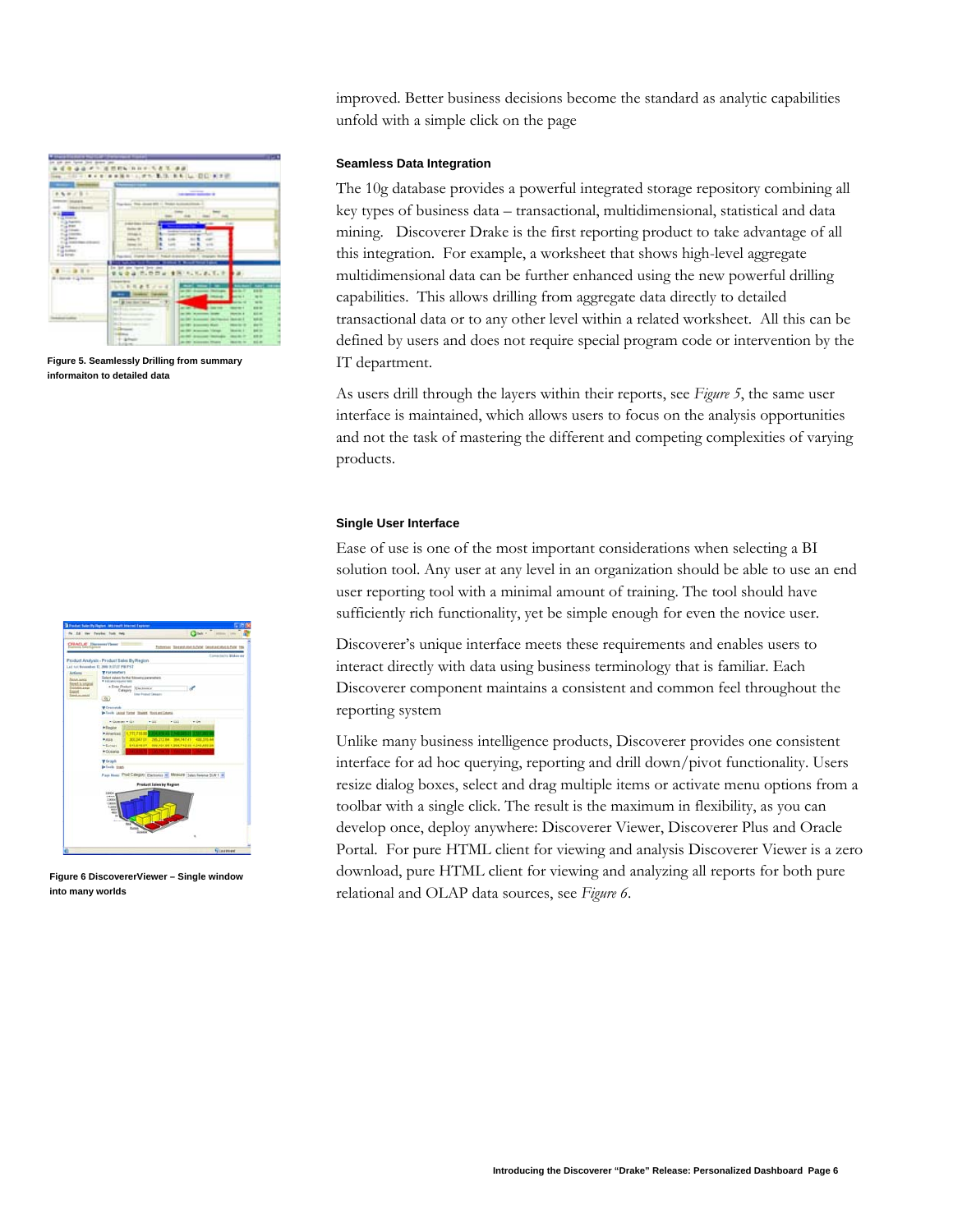improved. Better business decisions become the standard as analytic capabilities unfold with a simple click on the page

### Seamless Data Integration

The 10g database provides a powerful integrated storage repository combining all key types of business data – transactional, multidimensional, statistical and data mining. Discoverer Drake is the first reporting product to take advantage of all this integration. For example, a worksheet that shows high-level aggregate multidimensional data can be further enhanced using the new powerful drilling capabilities. This allows drilling from aggregate data directly to detailed transactional data or to any other level within a related worksheet. All this can be defined by users and does not require special program code or intervention by the IT department.

**Figure 5. Seamlessly Drilling from summary informaiton to detailed data**

As users drill through the layers within their reports, see *Figure 5*, the same user interface is maintained, which allows users to focus on the analysis opportunities and not the task of mastering the different and competing complexities of varying products.

### Single User Interface

Ease of use is one of the most important considerations when selecting a BI solution tool. Any user at any level in an organization should be able to use an end user reporting tool with a minimal amount of training. The tool should have sufficiently rich functionality, yet be simple enough for even the novice user.

Discoverer's unique interface meets these requirements and enables users to interact directly with data using business terminology that is familiar. Each Discoverer component maintains a consistent and common feel throughout the reporting system

Unlike many business intelligence products, Discoverer provides one consistent interface for ad hoc querying, reporting and drill down/pivot functionality. Users resize dialog boxes, select and drag multiple items or activate menu options from a toolbar with a single click. The result is the maximum in flexibility, as you can develop once, deploy anywhere: Discoverer Viewer, Discoverer Plus and Oracle Portal. For pure HTML client for viewing and analysis Discoverer Viewer is a zero download, pure HTML client for viewing and analyzing all reports for both pure relational and OLAP data sources, see *Figure 6*.

**Figure 6 DiscovererViewer – Single window into many worlds**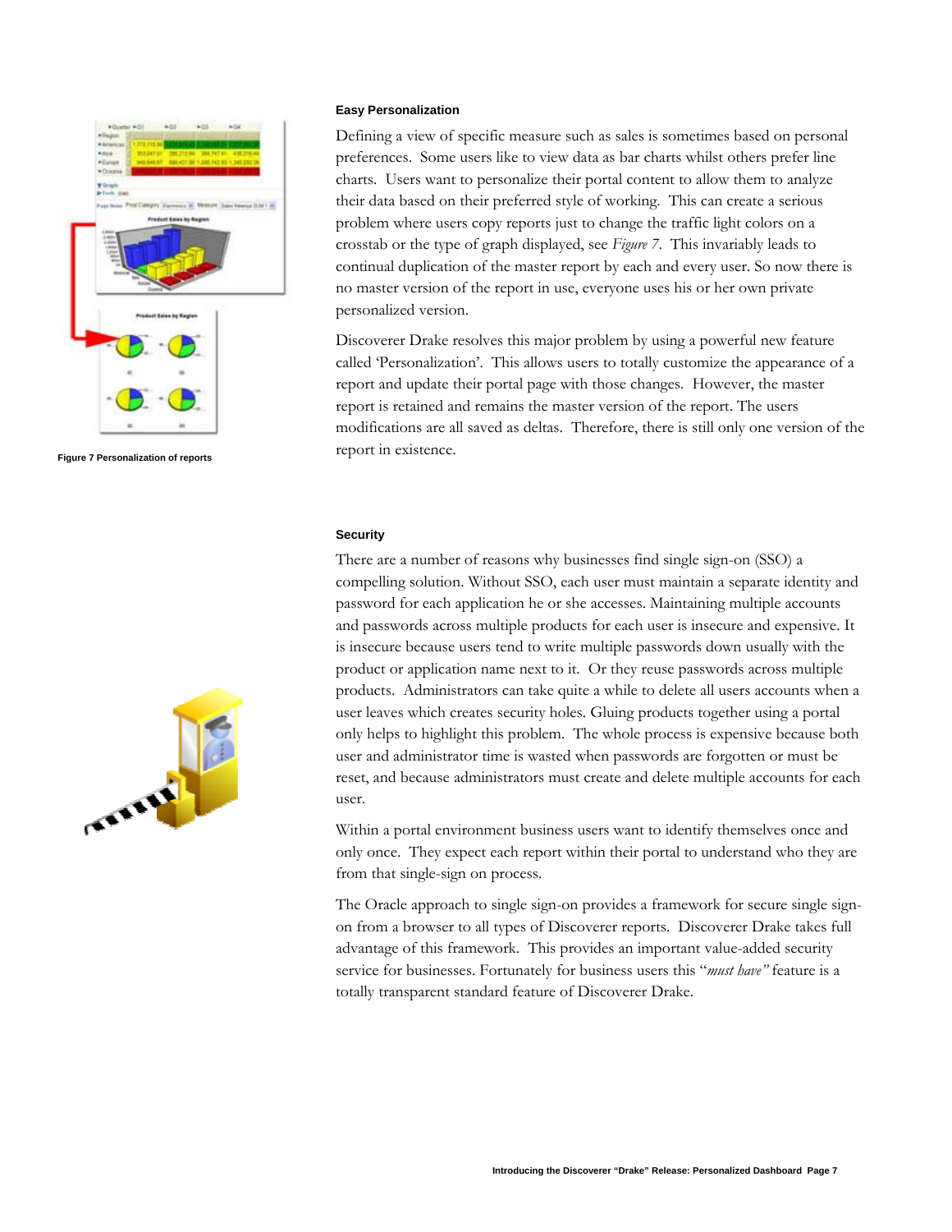### Easy Personalization

Defining a view of specific measure such as sales is sometimes based on personal preferences. Some users like to view data as bar charts whilst others prefer line charts. Users want to personalize their portal content to allow them to analyze their data based on their preferred style of working. This can create a serious problem where users copy reports just to change the traffic light colors on a crosstab or the type of graph displayed, see *Figure 7*. This invariably leads to continual duplication of the master report by each and every user. So now there is no master version of the report in use, everyone uses his or her own private personalized version.

Discoverer Drake resolves this major problem by using a powerful new feature called 'Personalization'. This allows users to totally customize the appearance of a report and update their portal page with those changes. However, the master report is retained and remains the master version of the report. The users modifications are all saved as deltas. Therefore, there is still only one version of the report in existence.

**Figure 7 Personalization of reports**

### Security

There are a number of reasons why businesses find single sign-on (SSO) a compelling solution. Without SSO, each user must maintain a separate identity and password for each application he or she accesses. Maintaining multiple accounts and passwords across multiple products for each user is insecure and expensive. It is insecure because users tend to write multiple passwords down usually with the product or application name next to it. Or they reuse passwords across multiple products. Administrators can take quite a while to delete all users accounts when a user leaves which creates security holes. Gluing products together using a portal only helps to highlight this problem. The whole process is expensive because both user and administrator time is wasted when passwords are forgotten or must be reset, and because administrators must create and delete multiple accounts for each user.

Within a portal environment business users want to identify themselves once and only once. They expect each report within their portal to understand who they are from that single-sign on process.

The Oracle approach to single sign-on provides a framework for secure single sign-on from a browser to all types of Discoverer reports. Discoverer Drake takes full advantage of this framework. This provides an important value-added security service for businesses. Fortunately for business users this "*must have"* feature is a totally transparent standard feature of Discoverer Drake.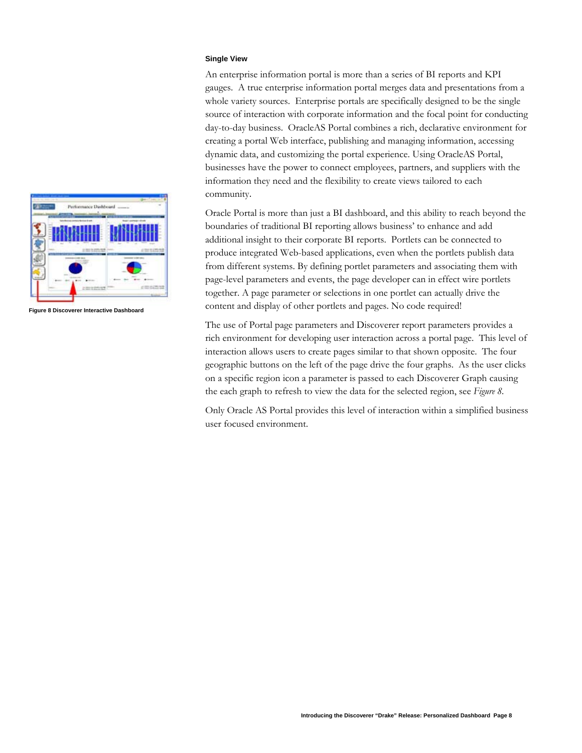### Single View

An enterprise information portal is more than a series of BI reports and KPI gauges. A true enterprise information portal merges data and presentations from a whole variety sources. Enterprise portals are specifically designed to be the single source of interaction with corporate information and the focal point for conducting day-to-day business. OracleAS Portal combines a rich, declarative environment for creating a portal Web interface, publishing and managing information, accessing dynamic data, and customizing the portal experience. Using OracleAS Portal, businesses have the power to connect employees, partners, and suppliers with the information they need and the flexibility to create views tailored to each community.

Oracle Portal is more than just a BI dashboard, and this ability to reach beyond the boundaries of traditional BI reporting allows business' to enhance and add additional insight to their corporate BI reports. Portlets can be connected to produce integrated Web-based applications, even when the portlets publish data from different systems. By defining portlet parameters and associating them with page-level parameters and events, the page developer can in effect wire portlets together. A page parameter or selections in one portlet can actually drive the content and display of other portlets and pages. No code required!

**Figure 8 Discoverer Interactive Dashboard**

The use of Portal page parameters and Discoverer report parameters provides a rich environment for developing user interaction across a portal page. This level of interaction allows users to create pages similar to that shown opposite. The four geographic buttons on the left of the page drive the four graphs. As the user clicks on a specific region icon a parameter is passed to each Discoverer Graph causing the each graph to refresh to view the data for the selected region, see *Figure 8*.

Only Oracle AS Portal provides this level of interaction within a simplified business user focused environment.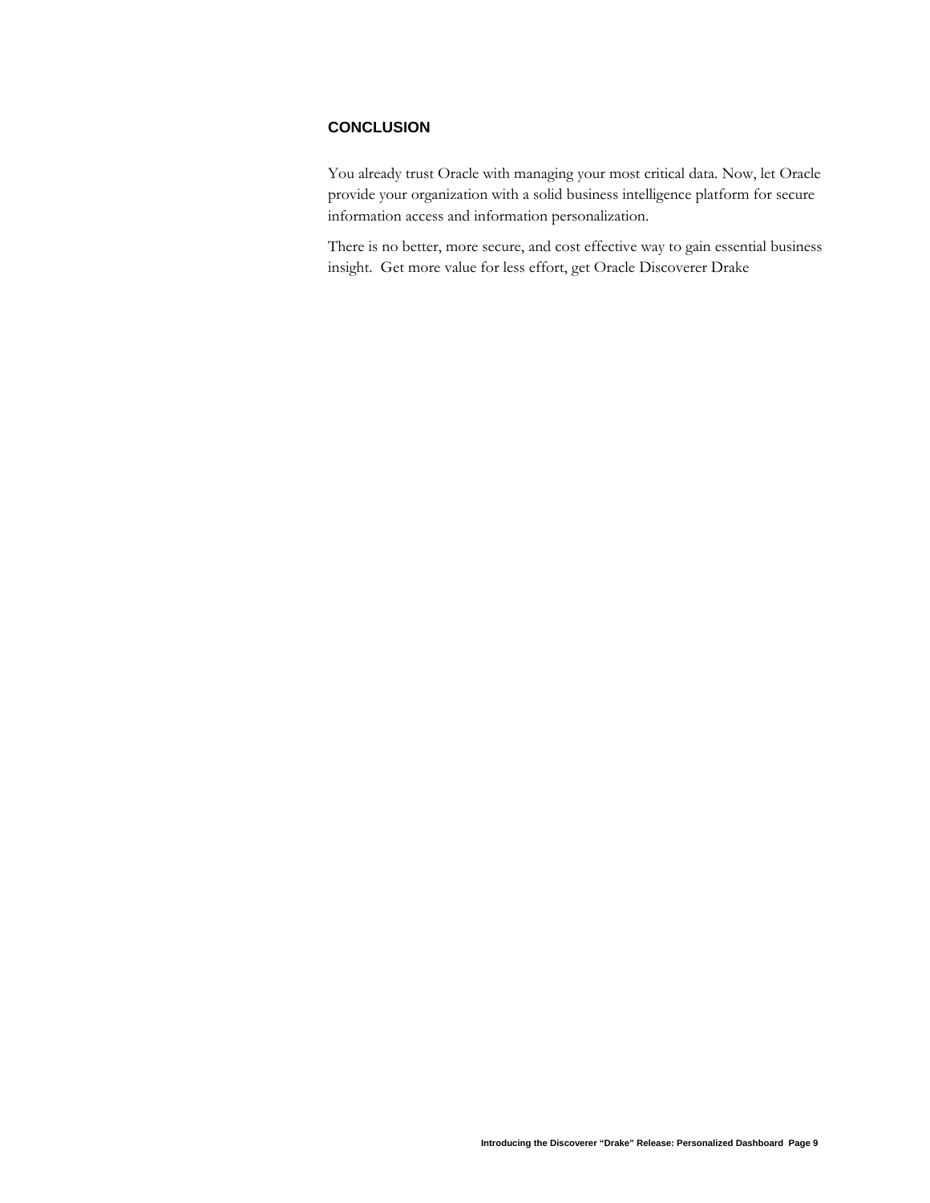## CONCLUSION

You already trust Oracle with managing your most critical data. Now, let Oracle provide your organization with a solid business intelligence platform for secure information access and information personalization.

There is no better, more secure, and cost effective way to gain essential business insight. Get more value for less effort, get Oracle Discoverer Drake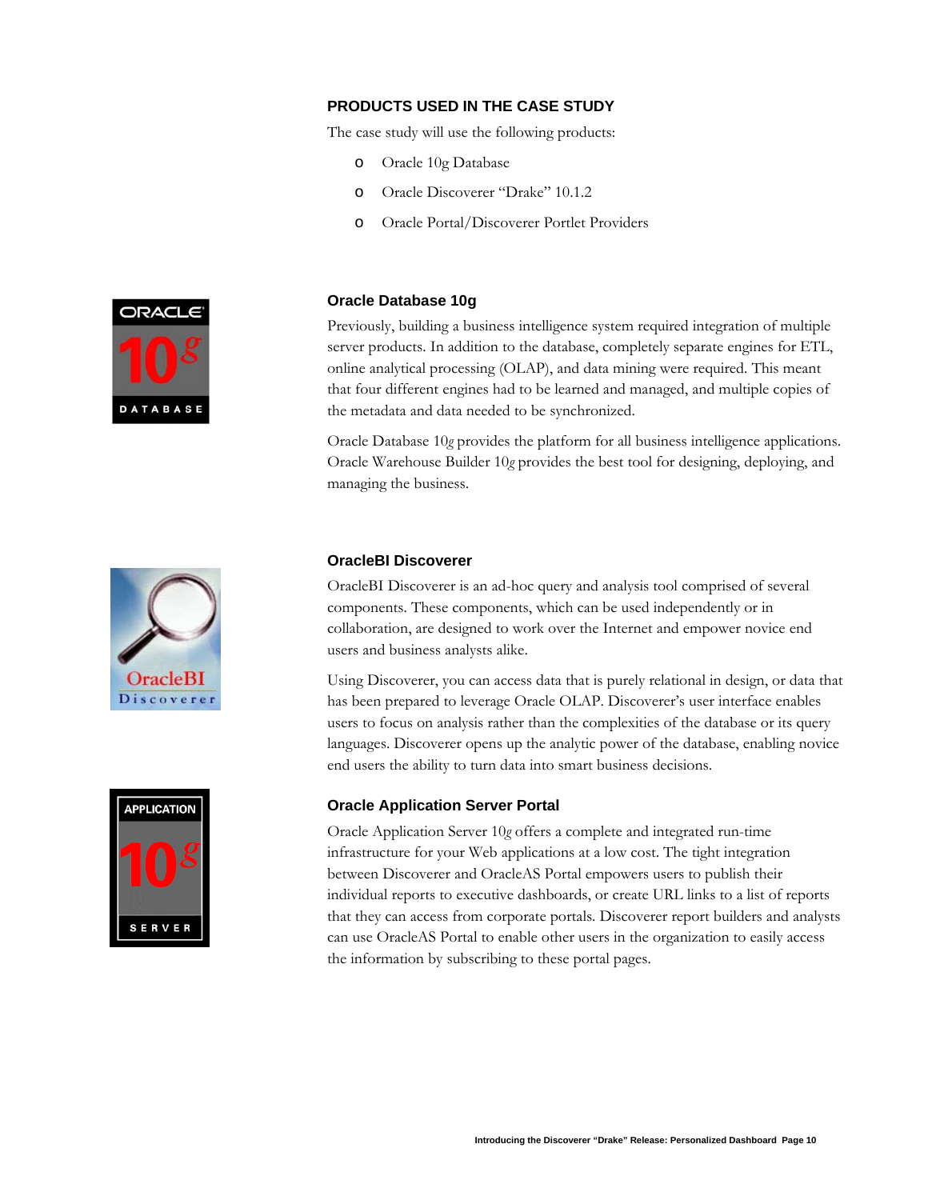## PRODUCTS USED IN THE CASE STUDY

The case study will use the following products:

- Oracle 10g Database
- Oracle Discoverer "Drake" 10.1.2
- Oracle Portal/Discoverer Portlet Providers

### Oracle Database 10g

Previously, building a business intelligence system required integration of multiple server products. In addition to the database, completely separate engines for ETL, online analytical processing (OLAP), and data mining were required. This meant that four different engines had to be learned and managed, and multiple copies of the metadata and data needed to be synchronized.

Oracle Database 10*g* provides the platform for all business intelligence applications. Oracle Warehouse Builder 10*g* provides the best tool for designing, deploying, and managing the business.

### OracleBI Discoverer

OracleBI Discoverer is an ad-hoc query and analysis tool comprised of several components. These components, which can be used independently or in collaboration, are designed to work over the Internet and empower novice end users and business analysts alike.

Using Discoverer, you can access data that is purely relational in design, or data that has been prepared to leverage Oracle OLAP. Discoverer's user interface enables users to focus on analysis rather than the complexities of the database or its query languages. Discoverer opens up the analytic power of the database, enabling novice end users the ability to turn data into smart business decisions.

### Oracle Application Server Portal

Oracle Application Server 10*g* offers a complete and integrated run-time infrastructure for your Web applications at a low cost. The tight integration between Discoverer and OracleAS Portal empowers users to publish their individual reports to executive dashboards, or create URL links to a list of reports that they can access from corporate portals. Discoverer report builders and analysts can use OracleAS Portal to enable other users in the organization to easily access the information by subscribing to these portal pages.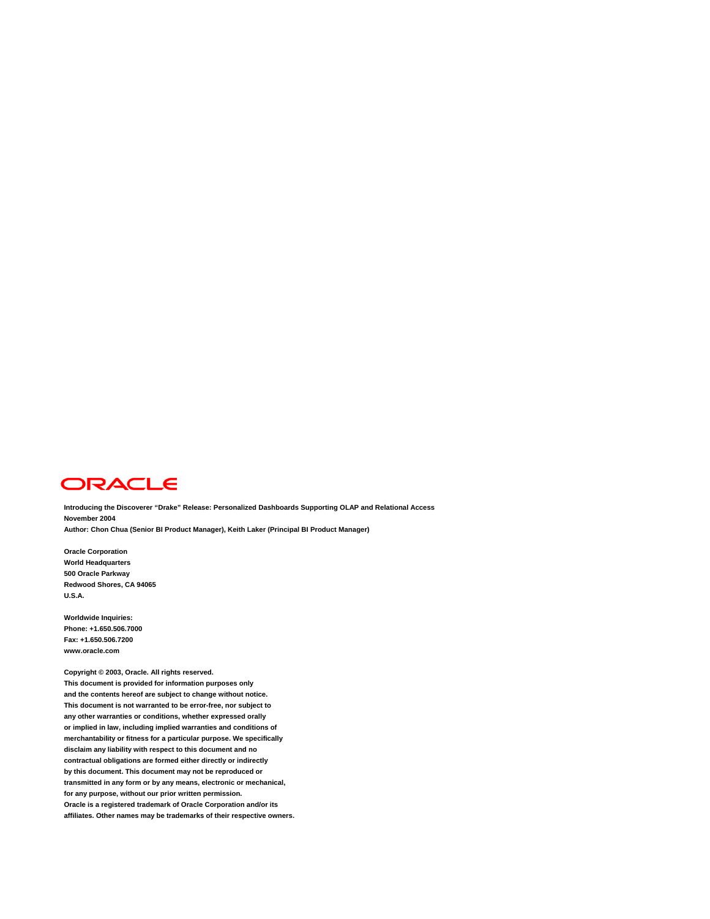ORACLE

**Introducing the Discoverer "Drake" Release: Personalized Dashboards Supporting OLAP and Relational Access**
**November 2004**
**Author: Chon Chua (Senior BI Product Manager), Keith Laker (Principal BI Product Manager)**

**Oracle Corporation**
**World Headquarters**
**500 Oracle Parkway**
**Redwood Shores, CA 94065**
**U.S.A.**

**Worldwide Inquiries:**
**Phone: +1.650.506.7000**
**Fax: +1.650.506.7200**
**www.oracle.com**

**Copyright © 2003, Oracle. All rights reserved.**
**This document is provided for information purposes only**
**and the contents hereof are subject to change without notice.**
**This document is not warranted to be error-free, nor subject to**
**any other warranties or conditions, whether expressed orally**
**or implied in law, including implied warranties and conditions of**
**merchantability or fitness for a particular purpose. We specifically**
**disclaim any liability with respect to this document and no**
**contractual obligations are formed either directly or indirectly**
**by this document. This document may not be reproduced or**
**transmitted in any form or by any means, electronic or mechanical,**
**for any purpose, without our prior written permission.**
**Oracle is a registered trademark of Oracle Corporation and/or its**
**affiliates. Other names may be trademarks of their respective owners.**